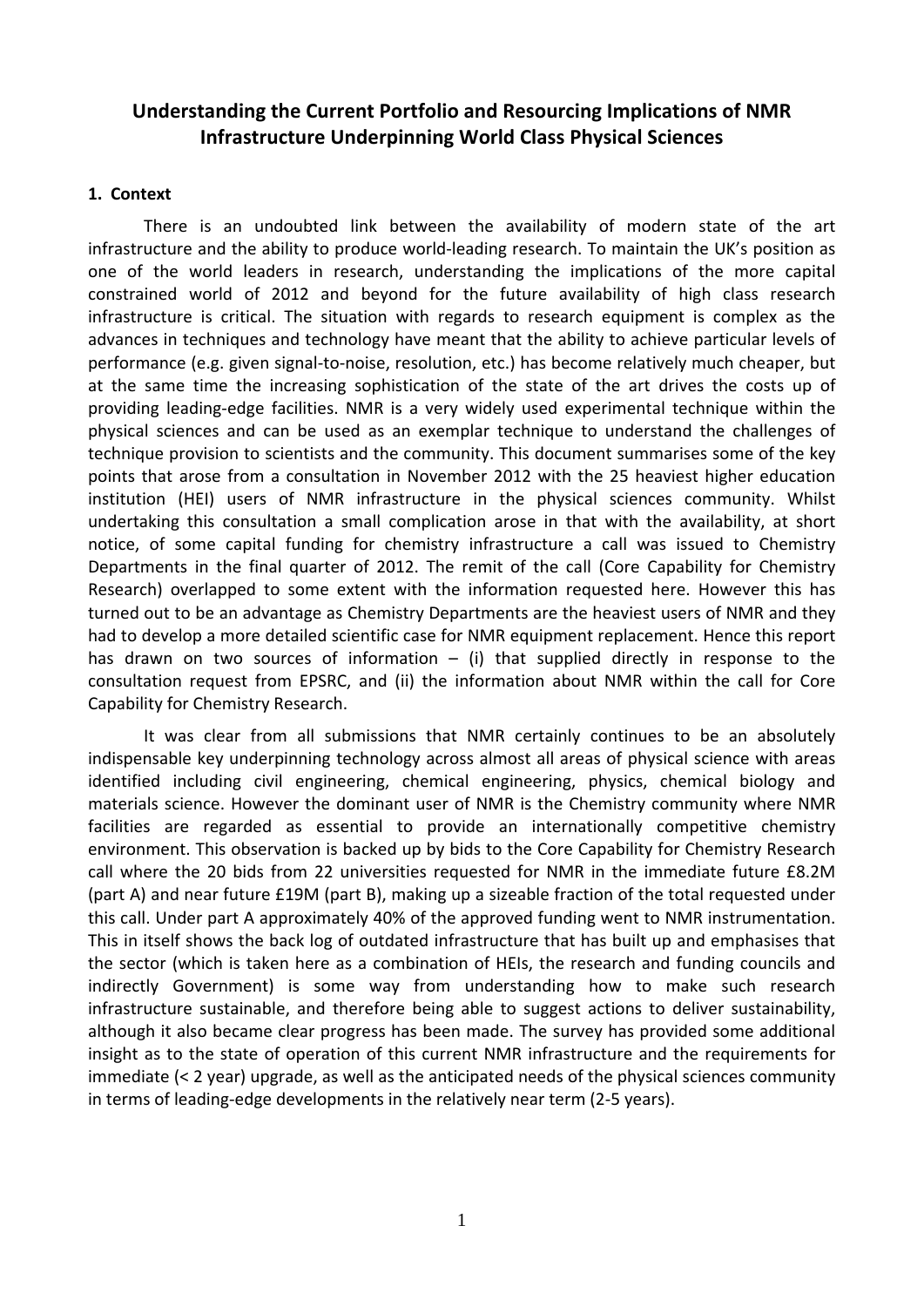# Understanding the Current Portfolio and Resourcing Implications of NMR Infrastructure Underpinning World Class Physical Sciences

## 1. Context

There is an undoubted link between the availability of modern state of the art infrastructure and the ability to produce world-leading research. To maintain the UK's position as one of the world leaders in research, understanding the implications of the more capital constrained world of 2012 and beyond for the future availability of high class research infrastructure is critical. The situation with regards to research equipment is complex as the advances in techniques and technology have meant that the ability to achieve particular levels of performance (e.g. given signal-to-noise, resolution, etc.) has become relatively much cheaper, but at the same time the increasing sophistication of the state of the art drives the costs up of providing leading-edge facilities. NMR is a very widely used experimental technique within the physical sciences and can be used as an exemplar technique to understand the challenges of technique provision to scientists and the community. This document summarises some of the key points that arose from a consultation in November 2012 with the 25 heaviest higher education institution (HEI) users of NMR infrastructure in the physical sciences community. Whilst undertaking this consultation a small complication arose in that with the availability, at short notice, of some capital funding for chemistry infrastructure a call was issued to Chemistry Departments in the final quarter of 2012. The remit of the call (Core Capability for Chemistry Research) overlapped to some extent with the information requested here. However this has turned out to be an advantage as Chemistry Departments are the heaviest users of NMR and they had to develop a more detailed scientific case for NMR equipment replacement. Hence this report has drawn on two sources of information – (i) that supplied directly in response to the consultation request from EPSRC, and (ii) the information about NMR within the call for Core Capability for Chemistry Research.

It was clear from all submissions that NMR certainly continues to be an absolutely indispensable key underpinning technology across almost all areas of physical science with areas identified including civil engineering, chemical engineering, physics, chemical biology and materials science. However the dominant user of NMR is the Chemistry community where NMR facilities are regarded as essential to provide an internationally competitive chemistry environment. This observation is backed up by bids to the Core Capability for Chemistry Research call where the 20 bids from 22 universities requested for NMR in the immediate future £8.2M (part A) and near future £19M (part B), making up a sizeable fraction of the total requested under this call. Under part A approximately 40% of the approved funding went to NMR instrumentation. This in itself shows the back log of outdated infrastructure that has built up and emphasises that the sector (which is taken here as a combination of HEIs, the research and funding councils and indirectly Government) is some way from understanding how to make such research infrastructure sustainable, and therefore being able to suggest actions to deliver sustainability, although it also became clear progress has been made. The survey has provided some additional insight as to the state of operation of this current NMR infrastructure and the requirements for immediate (< 2 year) upgrade, as well as the anticipated needs of the physical sciences community in terms of leading-edge developments in the relatively near term (2-5 years).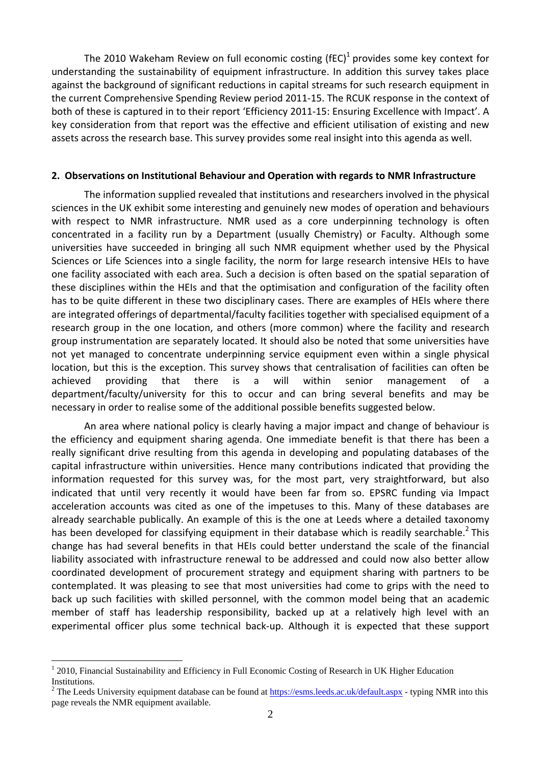The 2010 Wakeham Review on full economic costing (fEC)[1] provides some key context for understanding the sustainability of equipment infrastructure. In addition this survey takes place against the background of significant reductions in capital streams for such research equipment in the current Comprehensive Spending Review period 2011-15. The RCUK response in the context of both of these is captured in to their report 'Efficiency 2011-15: Ensuring Excellence with Impact'. A key consideration from that report was the effective and efficient utilisation of existing and new assets across the research base. This survey provides some real insight into this agenda as well.

## 2. Observations on Institutional Behaviour and Operation with regards to NMR Infrastructure

The information supplied revealed that institutions and researchers involved in the physical sciences in the UK exhibit some interesting and genuinely new modes of operation and behaviours with respect to NMR infrastructure. NMR used as a core underpinning technology is often concentrated in a facility run by a Department (usually Chemistry) or Faculty. Although some universities have succeeded in bringing all such NMR equipment whether used by the Physical Sciences or Life Sciences into a single facility, the norm for large research intensive HEIs to have one facility associated with each area. Such a decision is often based on the spatial separation of these disciplines within the HEIs and that the optimisation and configuration of the facility often has to be quite different in these two disciplinary cases. There are examples of HEIs where there are integrated offerings of departmental/faculty facilities together with specialised equipment of a research group in the one location, and others (more common) where the facility and research group instrumentation are separately located. It should also be noted that some universities have not yet managed to concentrate underpinning service equipment even within a single physical location, but this is the exception. This survey shows that centralisation of facilities can often be achieved providing that there is a will within senior management of a department/faculty/university for this to occur and can bring several benefits and may be necessary in order to realise some of the additional possible benefits suggested below.

An area where national policy is clearly having a major impact and change of behaviour is the efficiency and equipment sharing agenda. One immediate benefit is that there has been a really significant drive resulting from this agenda in developing and populating databases of the capital infrastructure within universities. Hence many contributions indicated that providing the information requested for this survey was, for the most part, very straightforward, but also indicated that until very recently it would have been far from so. EPSRC funding via Impact acceleration accounts was cited as one of the impetuses to this. Many of these databases are already searchable publically. An example of this is the one at Leeds where a detailed taxonomy has been developed for classifying equipment in their database which is readily searchable.[2] This change has had several benefits in that HEIs could better understand the scale of the financial liability associated with infrastructure renewal to be addressed and could now also better allow coordinated development of procurement strategy and equipment sharing with partners to be contemplated. It was pleasing to see that most universities had come to grips with the need to back up such facilities with skilled personnel, with the common model being that an academic member of staff has leadership responsibility, backed up at a relatively high level with an experimental officer plus some technical back-up. Although it is expected that these support

---

[1] 2010, Financial Sustainability and Efficiency in Full Economic Costing of Research in UK Higher Education Institutions.

[2] The Leeds University equipment database can be found at https://esms.leeds.ac.uk/default.aspx - typing NMR into this page reveals the NMR equipment available.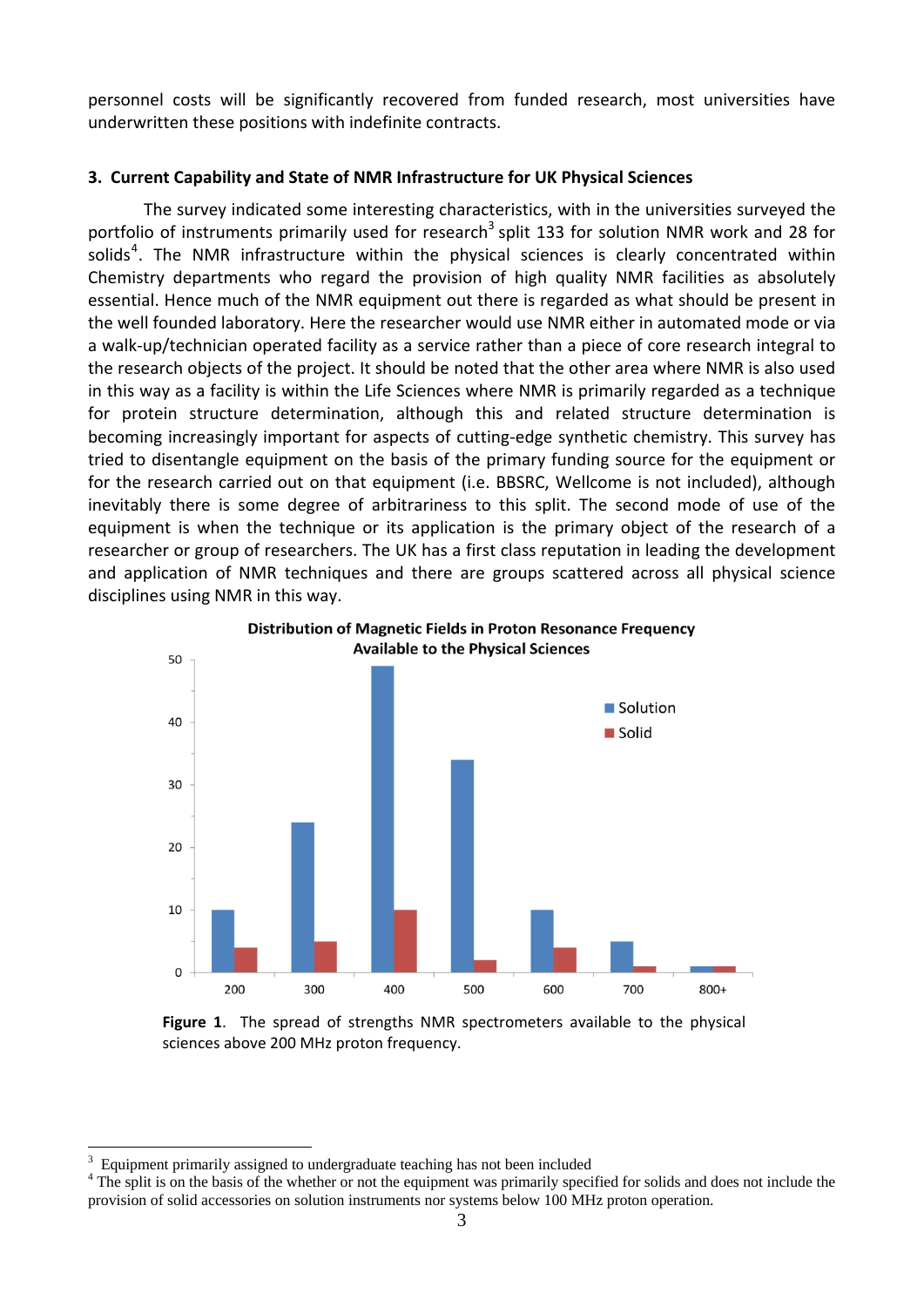personnel costs will be significantly recovered from funded research, most universities have underwritten these positions with indefinite contracts.

### 3. Current Capability and State of NMR Infrastructure for UK Physical Sciences

The survey indicated some interesting characteristics, with in the universities surveyed the portfolio of instruments primarily used for research[3] split 133 for solution NMR work and 28 for solids[4]. The NMR infrastructure within the physical sciences is clearly concentrated within Chemistry departments who regard the provision of high quality NMR facilities as absolutely essential. Hence much of the NMR equipment out there is regarded as what should be present in the well founded laboratory. Here the researcher would use NMR either in automated mode or via a walk-up/technician operated facility as a service rather than a piece of core research integral to the research objects of the project. It should be noted that the other area where NMR is also used in this way as a facility is within the Life Sciences where NMR is primarily regarded as a technique for protein structure determination, although this and related structure determination is becoming increasingly important for aspects of cutting-edge synthetic chemistry. This survey has tried to disentangle equipment on the basis of the primary funding source for the equipment or for the research carried out on that equipment (i.e. BBSRC, Wellcome is not included), although inevitably there is some degree of arbitrariness to this split. The second mode of use of the equipment is when the technique or its application is the primary object of the research of a researcher or group of researchers. The UK has a first class reputation in leading the development and application of NMR techniques and there are groups scattered across all physical science disciplines using NMR in this way.

**Distribution of Magnetic Fields in Proton Resonance Frequency Available to the Physical Sciences**

| Proton frequency (MHz) | Solution | Solid |
|---|---|---|
| 200 | 10 | 4 |
| 300 | 24 | 5 |
| 400 | 49 | 10 |
| 500 | 34 | 2 |
| 600 | 10 | 4 |
| 700 | 5 | 1 |
| 800+ | 1 | 1 |

**Figure 1**. The spread of strengths NMR spectrometers available to the physical sciences above 200 MHz proton frequency.

[3] Equipment primarily assigned to undergraduate teaching has not been included

[4] The split is on the basis of the whether or not the equipment was primarily specified for solids and does not include the provision of solid accessories on solution instruments nor systems below 100 MHz proton operation.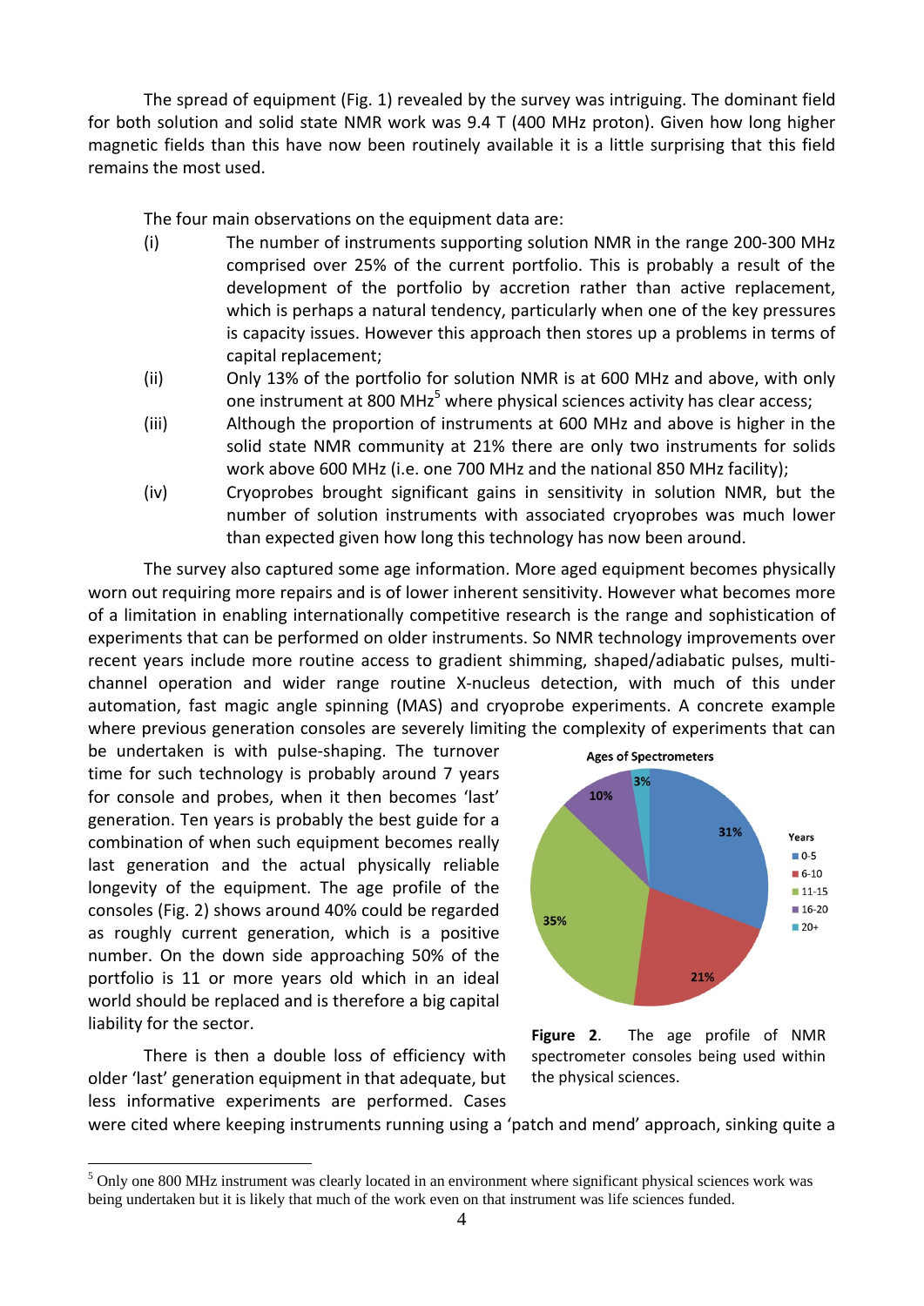The spread of equipment (Fig. 1) revealed by the survey was intriguing. The dominant field for both solution and solid state NMR work was 9.4 T (400 MHz proton). Given how long higher magnetic fields than this have now been routinely available it is a little surprising that this field remains the most used.

The four main observations on the equipment data are:

(i) The number of instruments supporting solution NMR in the range 200-300 MHz comprised over 25% of the current portfolio. This is probably a result of the development of the portfolio by accretion rather than active replacement, which is perhaps a natural tendency, particularly when one of the key pressures is capacity issues. However this approach then stores up a problems in terms of capital replacement;

(ii) Only 13% of the portfolio for solution NMR is at 600 MHz and above, with only one instrument at 800 MHz[5] where physical sciences activity has clear access;

(iii) Although the proportion of instruments at 600 MHz and above is higher in the solid state NMR community at 21% there are only two instruments for solids work above 600 MHz (i.e. one 700 MHz and the national 850 MHz facility);

(iv) Cryoprobes brought significant gains in sensitivity in solution NMR, but the number of solution instruments with associated cryoprobes was much lower than expected given how long this technology has now been around.

The survey also captured some age information. More aged equipment becomes physically worn out requiring more repairs and is of lower inherent sensitivity. However what becomes more of a limitation in enabling internationally competitive research is the range and sophistication of experiments that can be performed on older instruments. So NMR technology improvements over recent years include more routine access to gradient shimming, shaped/adiabatic pulses, multi-channel operation and wider range routine X-nucleus detection, with much of this under automation, fast magic angle spinning (MAS) and cryoprobe experiments. A concrete example where previous generation consoles are severely limiting the complexity of experiments that can be undertaken is with pulse-shaping. The turnover time for such technology is probably around 7 years for console and probes, when it then becomes 'last' generation. Ten years is probably the best guide for a combination of when such equipment becomes really last generation and the actual physically reliable longevity of the equipment. The age profile of the consoles (Fig. 2) shows around 40% could be regarded as roughly current generation, which is a positive number. On the down side approaching 50% of the portfolio is 11 or more years old which in an ideal world should be replaced and is therefore a big capital liability for the sector.

**Figure 2**. The age profile of NMR spectrometer consoles being used within the physical sciences.

There is then a double loss of efficiency with older 'last' generation equipment in that adequate, but less informative experiments are performed. Cases were cited where keeping instruments running using a 'patch and mend' approach, sinking quite a

[5] Only one 800 MHz instrument was clearly located in an environment where significant physical sciences work was being undertaken but it is likely that much of the work even on that instrument was life sciences funded.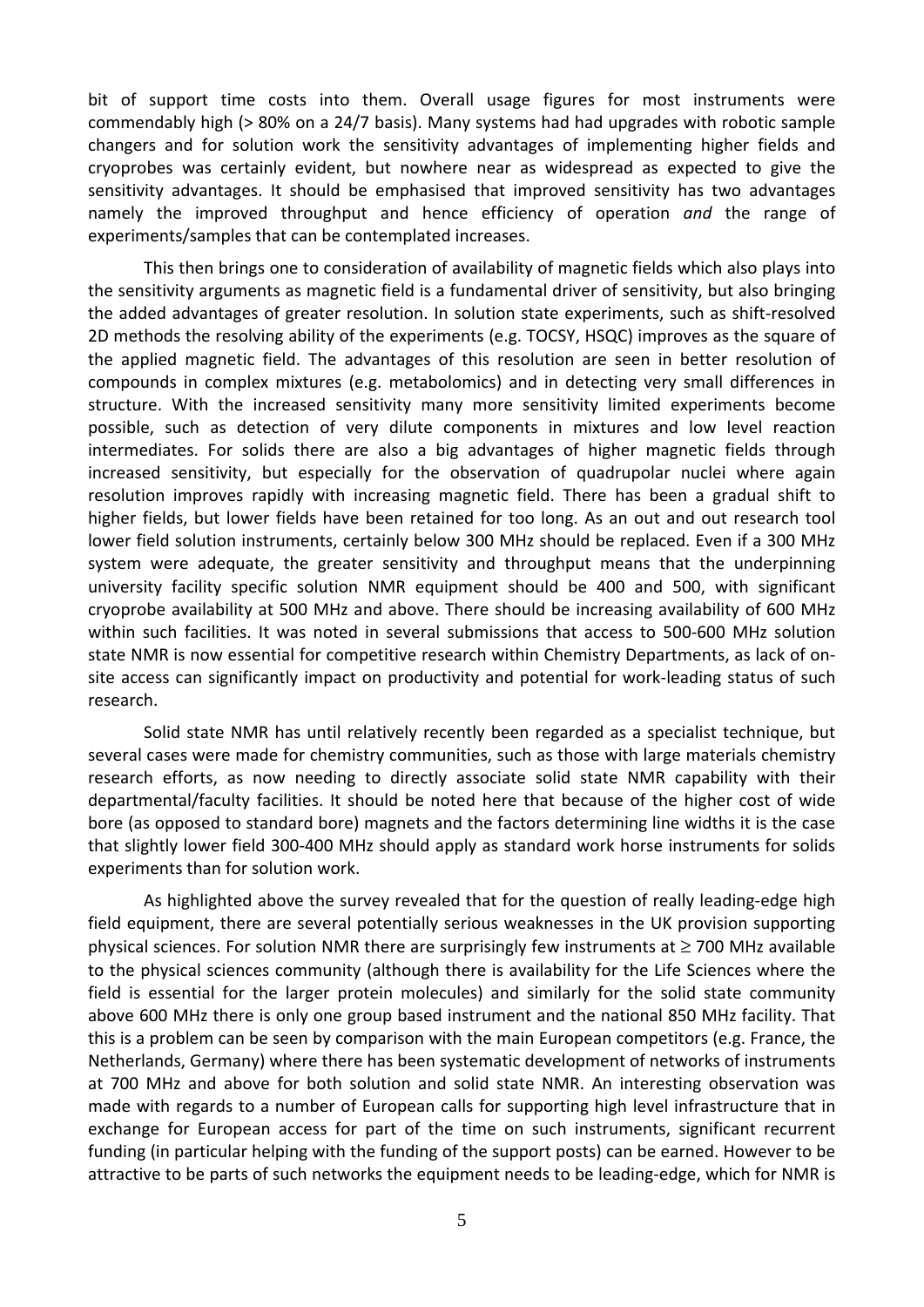bit of support time costs into them. Overall usage figures for most instruments were commendably high (> 80% on a 24/7 basis). Many systems had had upgrades with robotic sample changers and for solution work the sensitivity advantages of implementing higher fields and cryoprobes was certainly evident, but nowhere near as widespread as expected to give the sensitivity advantages. It should be emphasised that improved sensitivity has two advantages namely the improved throughput and hence efficiency of operation *and* the range of experiments/samples that can be contemplated increases.

This then brings one to consideration of availability of magnetic fields which also plays into the sensitivity arguments as magnetic field is a fundamental driver of sensitivity, but also bringing the added advantages of greater resolution. In solution state experiments, such as shift-resolved 2D methods the resolving ability of the experiments (e.g. TOCSY, HSQC) improves as the square of the applied magnetic field. The advantages of this resolution are seen in better resolution of compounds in complex mixtures (e.g. metabolomics) and in detecting very small differences in structure. With the increased sensitivity many more sensitivity limited experiments become possible, such as detection of very dilute components in mixtures and low level reaction intermediates. For solids there are also a big advantages of higher magnetic fields through increased sensitivity, but especially for the observation of quadrupolar nuclei where again resolution improves rapidly with increasing magnetic field. There has been a gradual shift to higher fields, but lower fields have been retained for too long. As an out and out research tool lower field solution instruments, certainly below 300 MHz should be replaced. Even if a 300 MHz system were adequate, the greater sensitivity and throughput means that the underpinning university facility specific solution NMR equipment should be 400 and 500, with significant cryoprobe availability at 500 MHz and above. There should be increasing availability of 600 MHz within such facilities. It was noted in several submissions that access to 500-600 MHz solution state NMR is now essential for competitive research within Chemistry Departments, as lack of on-site access can significantly impact on productivity and potential for work-leading status of such research.

Solid state NMR has until relatively recently been regarded as a specialist technique, but several cases were made for chemistry communities, such as those with large materials chemistry research efforts, as now needing to directly associate solid state NMR capability with their departmental/faculty facilities. It should be noted here that because of the higher cost of wide bore (as opposed to standard bore) magnets and the factors determining line widths it is the case that slightly lower field 300-400 MHz should apply as standard work horse instruments for solids experiments than for solution work.

As highlighted above the survey revealed that for the question of really leading-edge high field equipment, there are several potentially serious weaknesses in the UK provision supporting physical sciences. For solution NMR there are surprisingly few instruments at $\geq$ 700 MHz available to the physical sciences community (although there is availability for the Life Sciences where the field is essential for the larger protein molecules) and similarly for the solid state community above 600 MHz there is only one group based instrument and the national 850 MHz facility. That this is a problem can be seen by comparison with the main European competitors (e.g. France, the Netherlands, Germany) where there has been systematic development of networks of instruments at 700 MHz and above for both solution and solid state NMR. An interesting observation was made with regards to a number of European calls for supporting high level infrastructure that in exchange for European access for part of the time on such instruments, significant recurrent funding (in particular helping with the funding of the support posts) can be earned. However to be attractive to be parts of such networks the equipment needs to be leading-edge, which for NMR is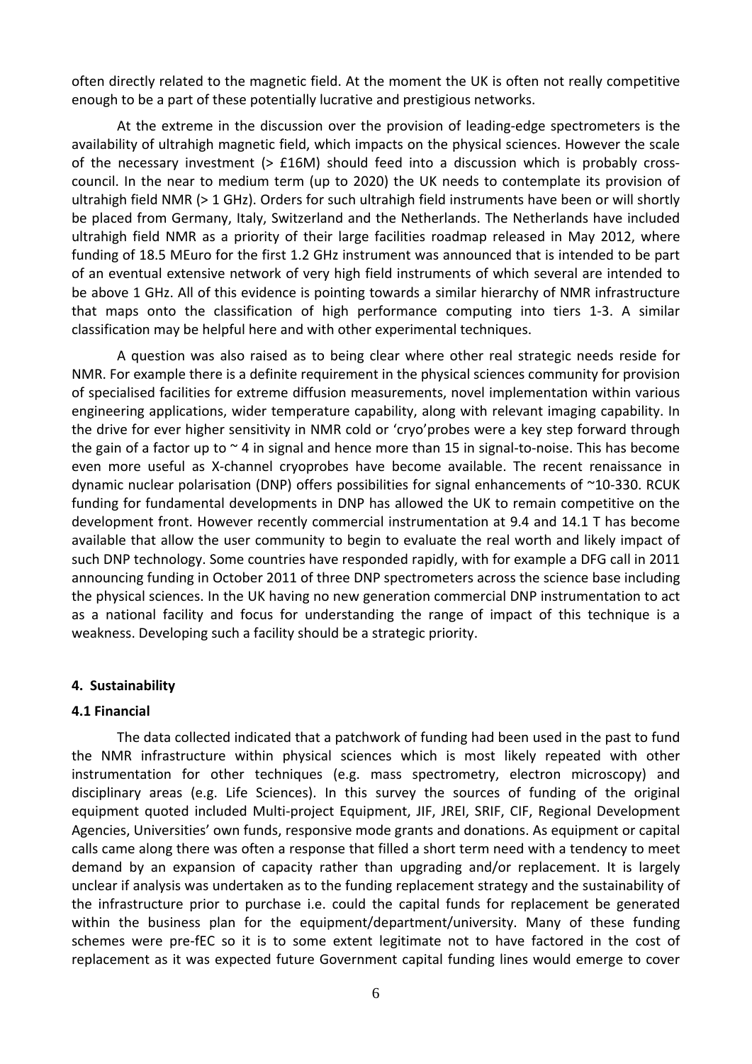often directly related to the magnetic field. At the moment the UK is often not really competitive enough to be a part of these potentially lucrative and prestigious networks.

At the extreme in the discussion over the provision of leading-edge spectrometers is the availability of ultrahigh magnetic field, which impacts on the physical sciences. However the scale of the necessary investment (> £16M) should feed into a discussion which is probably cross-council. In the near to medium term (up to 2020) the UK needs to contemplate its provision of ultrahigh field NMR (> 1 GHz). Orders for such ultrahigh field instruments have been or will shortly be placed from Germany, Italy, Switzerland and the Netherlands. The Netherlands have included ultrahigh field NMR as a priority of their large facilities roadmap released in May 2012, where funding of 18.5 MEuro for the first 1.2 GHz instrument was announced that is intended to be part of an eventual extensive network of very high field instruments of which several are intended to be above 1 GHz. All of this evidence is pointing towards a similar hierarchy of NMR infrastructure that maps onto the classification of high performance computing into tiers 1-3. A similar classification may be helpful here and with other experimental techniques.

A question was also raised as to being clear where other real strategic needs reside for NMR. For example there is a definite requirement in the physical sciences community for provision of specialised facilities for extreme diffusion measurements, novel implementation within various engineering applications, wider temperature capability, along with relevant imaging capability. In the drive for ever higher sensitivity in NMR cold or 'cryo'probes were a key step forward through the gain of a factor up to ~ 4 in signal and hence more than 15 in signal-to-noise. This has become even more useful as X-channel cryoprobes have become available. The recent renaissance in dynamic nuclear polarisation (DNP) offers possibilities for signal enhancements of ~10-330. RCUK funding for fundamental developments in DNP has allowed the UK to remain competitive on the development front. However recently commercial instrumentation at 9.4 and 14.1 T has become available that allow the user community to begin to evaluate the real worth and likely impact of such DNP technology. Some countries have responded rapidly, with for example a DFG call in 2011 announcing funding in October 2011 of three DNP spectrometers across the science base including the physical sciences. In the UK having no new generation commercial DNP instrumentation to act as a national facility and focus for understanding the range of impact of this technique is a weakness. Developing such a facility should be a strategic priority.

## 4. Sustainability

### 4.1 Financial

The data collected indicated that a patchwork of funding had been used in the past to fund the NMR infrastructure within physical sciences which is most likely repeated with other instrumentation for other techniques (e.g. mass spectrometry, electron microscopy) and disciplinary areas (e.g. Life Sciences). In this survey the sources of funding of the original equipment quoted included Multi-project Equipment, JIF, JREI, SRIF, CIF, Regional Development Agencies, Universities' own funds, responsive mode grants and donations. As equipment or capital calls came along there was often a response that filled a short term need with a tendency to meet demand by an expansion of capacity rather than upgrading and/or replacement. It is largely unclear if analysis was undertaken as to the funding replacement strategy and the sustainability of the infrastructure prior to purchase i.e. could the capital funds for replacement be generated within the business plan for the equipment/department/university. Many of these funding schemes were pre-fEC so it is to some extent legitimate not to have factored in the cost of replacement as it was expected future Government capital funding lines would emerge to cover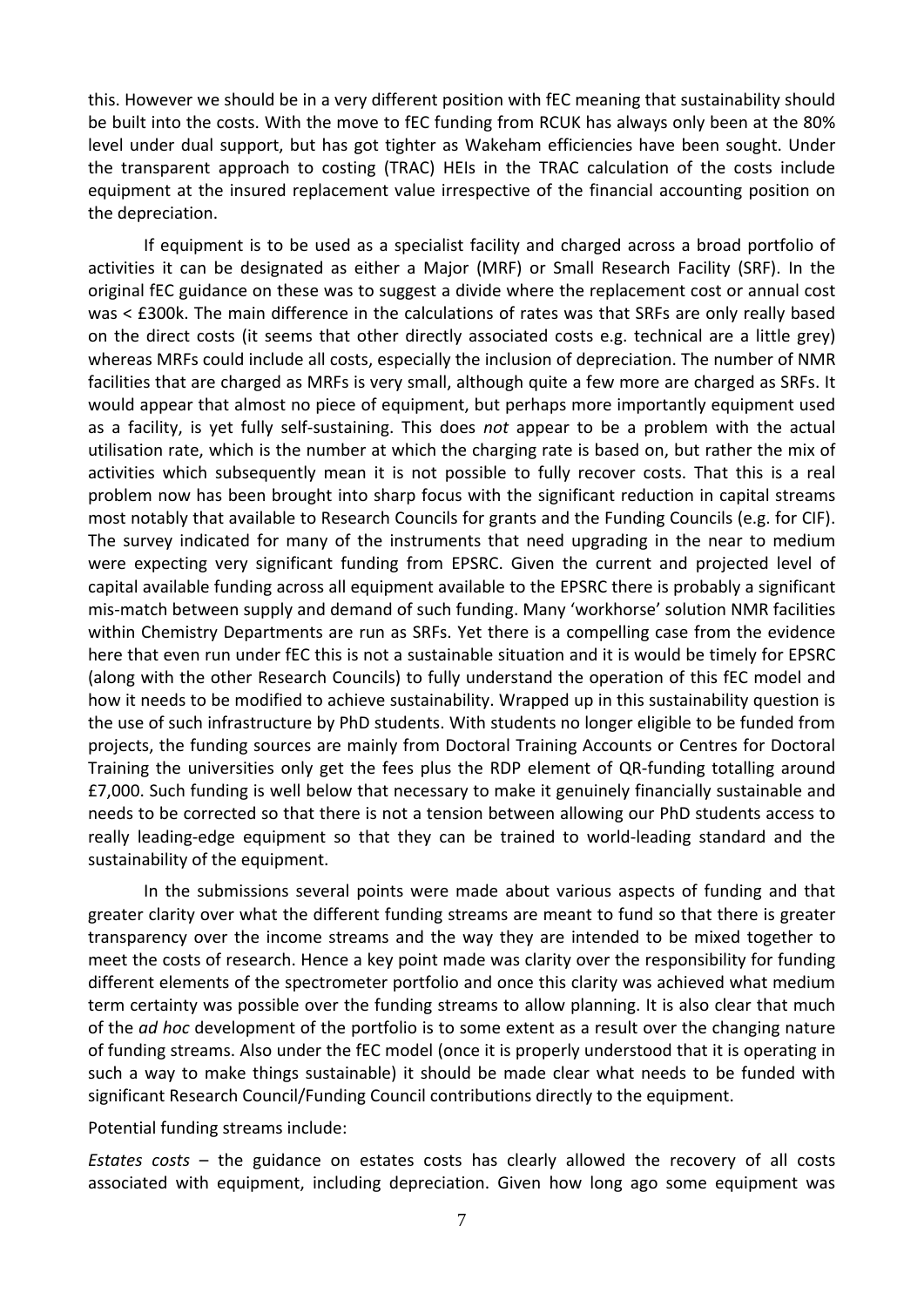this. However we should be in a very different position with fEC meaning that sustainability should be built into the costs. With the move to fEC funding from RCUK has always only been at the 80% level under dual support, but has got tighter as Wakeham efficiencies have been sought. Under the transparent approach to costing (TRAC) HEIs in the TRAC calculation of the costs include equipment at the insured replacement value irrespective of the financial accounting position on the depreciation.

If equipment is to be used as a specialist facility and charged across a broad portfolio of activities it can be designated as either a Major (MRF) or Small Research Facility (SRF). In the original fEC guidance on these was to suggest a divide where the replacement cost or annual cost was < £300k. The main difference in the calculations of rates was that SRFs are only really based on the direct costs (it seems that other directly associated costs e.g. technical are a little grey) whereas MRFs could include all costs, especially the inclusion of depreciation. The number of NMR facilities that are charged as MRFs is very small, although quite a few more are charged as SRFs. It would appear that almost no piece of equipment, but perhaps more importantly equipment used as a facility, is yet fully self-sustaining. This does *not* appear to be a problem with the actual utilisation rate, which is the number at which the charging rate is based on, but rather the mix of activities which subsequently mean it is not possible to fully recover costs. That this is a real problem now has been brought into sharp focus with the significant reduction in capital streams most notably that available to Research Councils for grants and the Funding Councils (e.g. for CIF). The survey indicated for many of the instruments that need upgrading in the near to medium were expecting very significant funding from EPSRC. Given the current and projected level of capital available funding across all equipment available to the EPSRC there is probably a significant mis-match between supply and demand of such funding. Many 'workhorse' solution NMR facilities within Chemistry Departments are run as SRFs. Yet there is a compelling case from the evidence here that even run under fEC this is not a sustainable situation and it is would be timely for EPSRC (along with the other Research Councils) to fully understand the operation of this fEC model and how it needs to be modified to achieve sustainability. Wrapped up in this sustainability question is the use of such infrastructure by PhD students. With students no longer eligible to be funded from projects, the funding sources are mainly from Doctoral Training Accounts or Centres for Doctoral Training the universities only get the fees plus the RDP element of QR-funding totalling around £7,000. Such funding is well below that necessary to make it genuinely financially sustainable and needs to be corrected so that there is not a tension between allowing our PhD students access to really leading-edge equipment so that they can be trained to world-leading standard and the sustainability of the equipment.

In the submissions several points were made about various aspects of funding and that greater clarity over what the different funding streams are meant to fund so that there is greater transparency over the income streams and the way they are intended to be mixed together to meet the costs of research. Hence a key point made was clarity over the responsibility for funding different elements of the spectrometer portfolio and once this clarity was achieved what medium term certainty was possible over the funding streams to allow planning. It is also clear that much of the *ad hoc* development of the portfolio is to some extent as a result over the changing nature of funding streams. Also under the fEC model (once it is properly understood that it is operating in such a way to make things sustainable) it should be made clear what needs to be funded with significant Research Council/Funding Council contributions directly to the equipment.

Potential funding streams include:

*Estates costs* – the guidance on estates costs has clearly allowed the recovery of all costs associated with equipment, including depreciation. Given how long ago some equipment was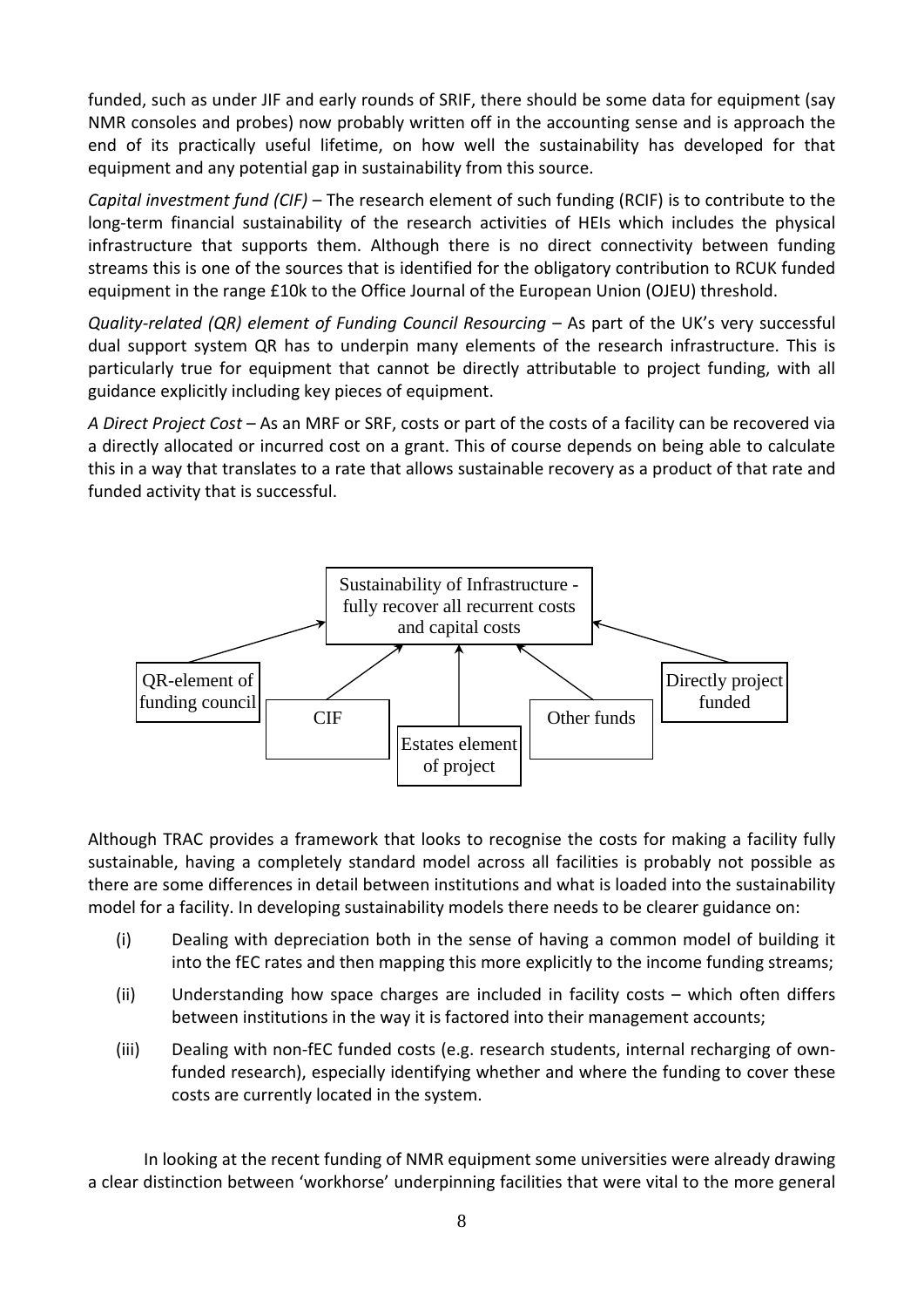funded, such as under JIF and early rounds of SRIF, there should be some data for equipment (say NMR consoles and probes) now probably written off in the accounting sense and is approach the end of its practically useful lifetime, on how well the sustainability has developed for that equipment and any potential gap in sustainability from this source.

*Capital investment fund (CIF)* – The research element of such funding (RCIF) is to contribute to the long-term financial sustainability of the research activities of HEIs which includes the physical infrastructure that supports them. Although there is no direct connectivity between funding streams this is one of the sources that is identified for the obligatory contribution to RCUK funded equipment in the range £10k to the Office Journal of the European Union (OJEU) threshold.

*Quality-related (QR) element of Funding Council Resourcing* – As part of the UK's very successful dual support system QR has to underpin many elements of the research infrastructure. This is particularly true for equipment that cannot be directly attributable to project funding, with all guidance explicitly including key pieces of equipment.

*A Direct Project Cost* – As an MRF or SRF, costs or part of the costs of a facility can be recovered via a directly allocated or incurred cost on a grant. This of course depends on being able to calculate this in a way that translates to a rate that allows sustainable recovery as a product of that rate and funded activity that is successful.

Sustainability of Infrastructure - fully recover all recurrent costs and capital costs

QR-element of funding council | CIF | Estates element of project | Other funds | Directly project funded

Although TRAC provides a framework that looks to recognise the costs for making a facility fully sustainable, having a completely standard model across all facilities is probably not possible as there are some differences in detail between institutions and what is loaded into the sustainability model for a facility. In developing sustainability models there needs to be clearer guidance on:

(i) Dealing with depreciation both in the sense of having a common model of building it into the fEC rates and then mapping this more explicitly to the income funding streams;

(ii) Understanding how space charges are included in facility costs – which often differs between institutions in the way it is factored into their management accounts;

(iii) Dealing with non-fEC funded costs (e.g. research students, internal recharging of own-funded research), especially identifying whether and where the funding to cover these costs are currently located in the system.

In looking at the recent funding of NMR equipment some universities were already drawing a clear distinction between 'workhorse' underpinning facilities that were vital to the more general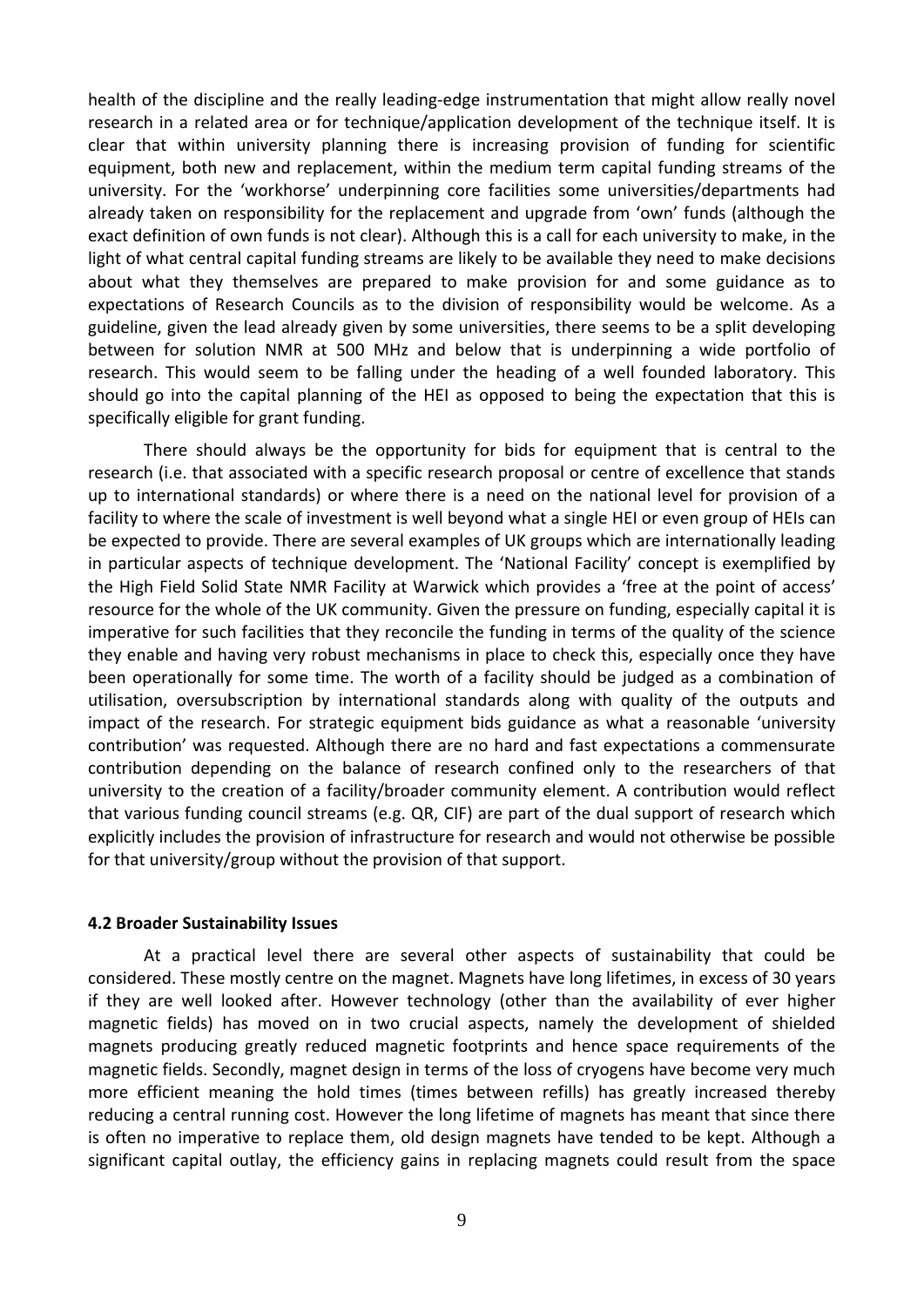health of the discipline and the really leading-edge instrumentation that might allow really novel research in a related area or for technique/application development of the technique itself. It is clear that within university planning there is increasing provision of funding for scientific equipment, both new and replacement, within the medium term capital funding streams of the university. For the 'workhorse' underpinning core facilities some universities/departments had already taken on responsibility for the replacement and upgrade from 'own' funds (although the exact definition of own funds is not clear). Although this is a call for each university to make, in the light of what central capital funding streams are likely to be available they need to make decisions about what they themselves are prepared to make provision for and some guidance as to expectations of Research Councils as to the division of responsibility would be welcome. As a guideline, given the lead already given by some universities, there seems to be a split developing between for solution NMR at 500 MHz and below that is underpinning a wide portfolio of research. This would seem to be falling under the heading of a well founded laboratory. This should go into the capital planning of the HEI as opposed to being the expectation that this is specifically eligible for grant funding.

There should always be the opportunity for bids for equipment that is central to the research (i.e. that associated with a specific research proposal or centre of excellence that stands up to international standards) or where there is a need on the national level for provision of a facility to where the scale of investment is well beyond what a single HEI or even group of HEIs can be expected to provide. There are several examples of UK groups which are internationally leading in particular aspects of technique development. The 'National Facility' concept is exemplified by the High Field Solid State NMR Facility at Warwick which provides a 'free at the point of access' resource for the whole of the UK community. Given the pressure on funding, especially capital it is imperative for such facilities that they reconcile the funding in terms of the quality of the science they enable and having very robust mechanisms in place to check this, especially once they have been operationally for some time. The worth of a facility should be judged as a combination of utilisation, oversubscription by international standards along with quality of the outputs and impact of the research. For strategic equipment bids guidance as what a reasonable 'university contribution' was requested. Although there are no hard and fast expectations a commensurate contribution depending on the balance of research confined only to the researchers of that university to the creation of a facility/broader community element. A contribution would reflect that various funding council streams (e.g. QR, CIF) are part of the dual support of research which explicitly includes the provision of infrastructure for research and would not otherwise be possible for that university/group without the provision of that support.

#### 4.2 Broader Sustainability Issues

At a practical level there are several other aspects of sustainability that could be considered. These mostly centre on the magnet. Magnets have long lifetimes, in excess of 30 years if they are well looked after. However technology (other than the availability of ever higher magnetic fields) has moved on in two crucial aspects, namely the development of shielded magnets producing greatly reduced magnetic footprints and hence space requirements of the magnetic fields. Secondly, magnet design in terms of the loss of cryogens have become very much more efficient meaning the hold times (times between refills) has greatly increased thereby reducing a central running cost. However the long lifetime of magnets has meant that since there is often no imperative to replace them, old design magnets have tended to be kept. Although a significant capital outlay, the efficiency gains in replacing magnets could result from the space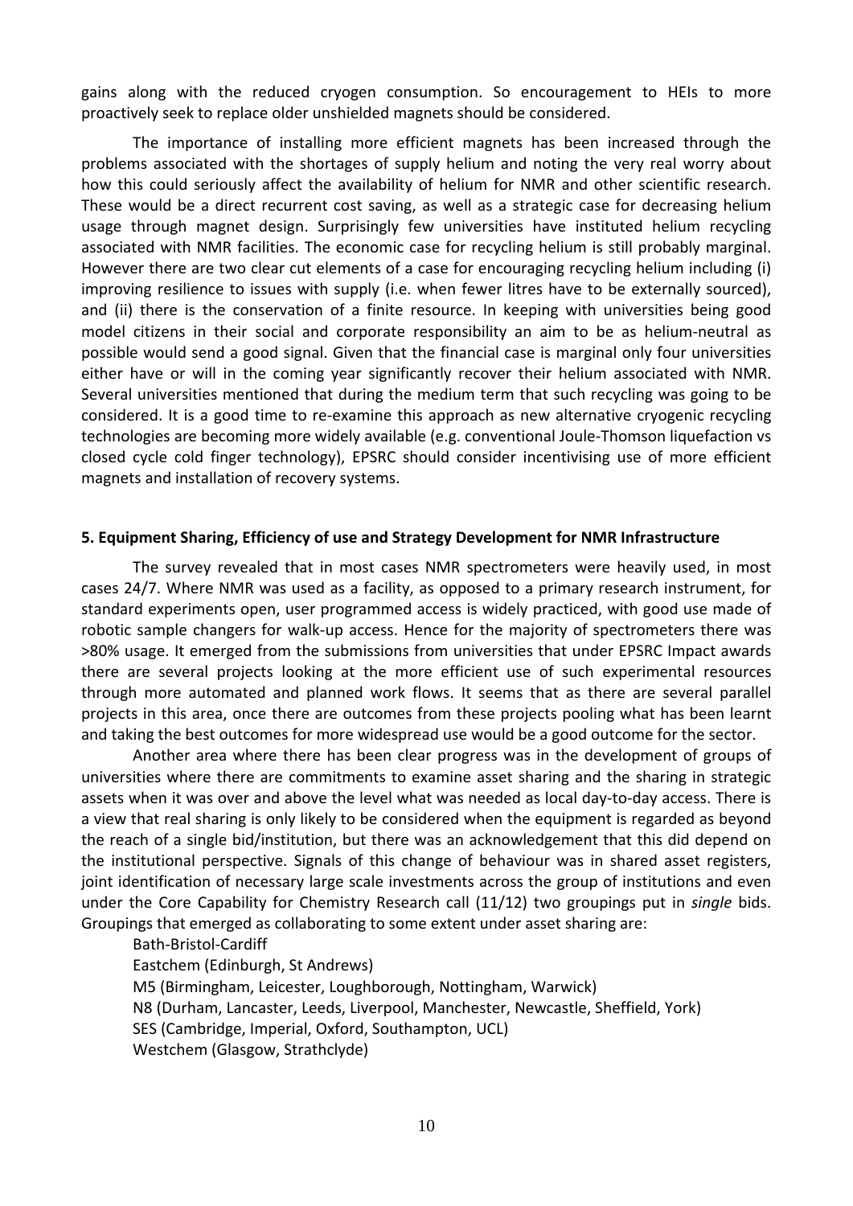gains along with the reduced cryogen consumption. So encouragement to HEIs to more proactively seek to replace older unshielded magnets should be considered.

The importance of installing more efficient magnets has been increased through the problems associated with the shortages of supply helium and noting the very real worry about how this could seriously affect the availability of helium for NMR and other scientific research. These would be a direct recurrent cost saving, as well as a strategic case for decreasing helium usage through magnet design. Surprisingly few universities have instituted helium recycling associated with NMR facilities. The economic case for recycling helium is still probably marginal. However there are two clear cut elements of a case for encouraging recycling helium including (i) improving resilience to issues with supply (i.e. when fewer litres have to be externally sourced), and (ii) there is the conservation of a finite resource. In keeping with universities being good model citizens in their social and corporate responsibility an aim to be as helium-neutral as possible would send a good signal. Given that the financial case is marginal only four universities either have or will in the coming year significantly recover their helium associated with NMR. Several universities mentioned that during the medium term that such recycling was going to be considered. It is a good time to re-examine this approach as new alternative cryogenic recycling technologies are becoming more widely available (e.g. conventional Joule-Thomson liquefaction vs closed cycle cold finger technology), EPSRC should consider incentivising use of more efficient magnets and installation of recovery systems.

**5. Equipment Sharing, Efficiency of use and Strategy Development for NMR Infrastructure**

The survey revealed that in most cases NMR spectrometers were heavily used, in most cases 24/7. Where NMR was used as a facility, as opposed to a primary research instrument, for standard experiments open, user programmed access is widely practiced, with good use made of robotic sample changers for walk-up access. Hence for the majority of spectrometers there was >80% usage. It emerged from the submissions from universities that under EPSRC Impact awards there are several projects looking at the more efficient use of such experimental resources through more automated and planned work flows. It seems that as there are several parallel projects in this area, once there are outcomes from these projects pooling what has been learnt and taking the best outcomes for more widespread use would be a good outcome for the sector.

Another area where there has been clear progress was in the development of groups of universities where there are commitments to examine asset sharing and the sharing in strategic assets when it was over and above the level what was needed as local day-to-day access. There is a view that real sharing is only likely to be considered when the equipment is regarded as beyond the reach of a single bid/institution, but there was an acknowledgement that this did depend on the institutional perspective. Signals of this change of behaviour was in shared asset registers, joint identification of necessary large scale investments across the group of institutions and even under the Core Capability for Chemistry Research call (11/12) two groupings put in *single* bids. Groupings that emerged as collaborating to some extent under asset sharing are:

Bath-Bristol-Cardiff
Eastchem (Edinburgh, St Andrews)
M5 (Birmingham, Leicester, Loughborough, Nottingham, Warwick)
N8 (Durham, Lancaster, Leeds, Liverpool, Manchester, Newcastle, Sheffield, York)
SES (Cambridge, Imperial, Oxford, Southampton, UCL)
Westchem (Glasgow, Strathclyde)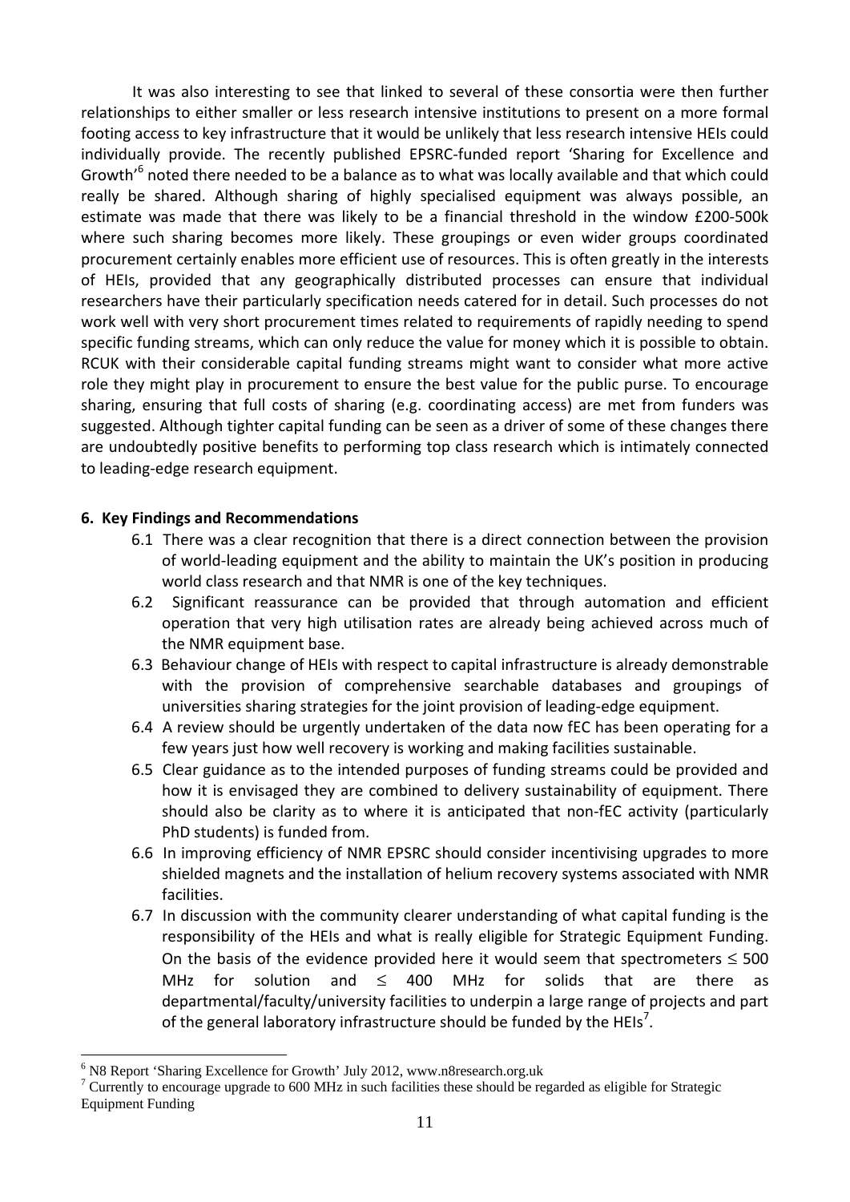It was also interesting to see that linked to several of these consortia were then further relationships to either smaller or less research intensive institutions to present on a more formal footing access to key infrastructure that it would be unlikely that less research intensive HEIs could individually provide. The recently published EPSRC-funded report 'Sharing for Excellence and Growth'[6] noted there needed to be a balance as to what was locally available and that which could really be shared. Although sharing of highly specialised equipment was always possible, an estimate was made that there was likely to be a financial threshold in the window £200-500k where such sharing becomes more likely. These groupings or even wider groups coordinated procurement certainly enables more efficient use of resources. This is often greatly in the interests of HEIs, provided that any geographically distributed processes can ensure that individual researchers have their particularly specification needs catered for in detail. Such processes do not work well with very short procurement times related to requirements of rapidly needing to spend specific funding streams, which can only reduce the value for money which it is possible to obtain. RCUK with their considerable capital funding streams might want to consider what more active role they might play in procurement to ensure the best value for the public purse. To encourage sharing, ensuring that full costs of sharing (e.g. coordinating access) are met from funders was suggested. Although tighter capital funding can be seen as a driver of some of these changes there are undoubtedly positive benefits to performing top class research which is intimately connected to leading-edge research equipment.

**6. Key Findings and Recommendations**

6.1 There was a clear recognition that there is a direct connection between the provision of world-leading equipment and the ability to maintain the UK's position in producing world class research and that NMR is one of the key techniques.

6.2 Significant reassurance can be provided that through automation and efficient operation that very high utilisation rates are already being achieved across much of the NMR equipment base.

6.3 Behaviour change of HEIs with respect to capital infrastructure is already demonstrable with the provision of comprehensive searchable databases and groupings of universities sharing strategies for the joint provision of leading-edge equipment.

6.4 A review should be urgently undertaken of the data now fEC has been operating for a few years just how well recovery is working and making facilities sustainable.

6.5 Clear guidance as to the intended purposes of funding streams could be provided and how it is envisaged they are combined to delivery sustainability of equipment. There should also be clarity as to where it is anticipated that non-fEC activity (particularly PhD students) is funded from.

6.6 In improving efficiency of NMR EPSRC should consider incentivising upgrades to more shielded magnets and the installation of helium recovery systems associated with NMR facilities.

6.7 In discussion with the community clearer understanding of what capital funding is the responsibility of the HEIs and what is really eligible for Strategic Equipment Funding. On the basis of the evidence provided here it would seem that spectrometers $\leq$ 500 MHz for solution and $\leq$ 400 MHz for solids that are there as departmental/faculty/university facilities to underpin a large range of projects and part of the general laboratory infrastructure should be funded by the HEIs[7].

---

[6] N8 Report 'Sharing Excellence for Growth' July 2012, www.n8research.org.uk

[7] Currently to encourage upgrade to 600 MHz in such facilities these should be regarded as eligible for Strategic Equipment Funding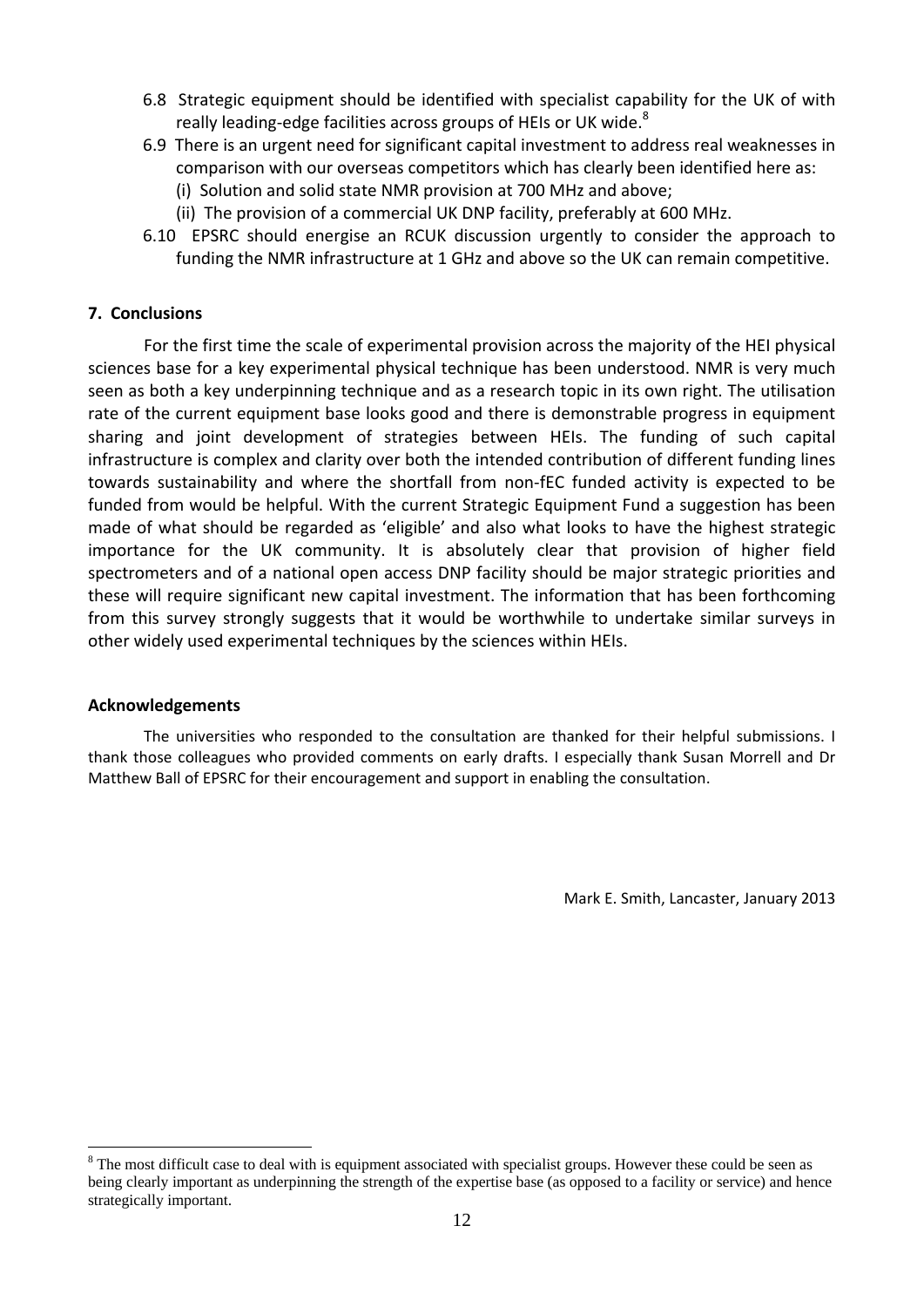6.8 Strategic equipment should be identified with specialist capability for the UK of with really leading-edge facilities across groups of HEIs or UK wide.[8]

6.9 There is an urgent need for significant capital investment to address real weaknesses in comparison with our overseas competitors which has clearly been identified here as:
   (i) Solution and solid state NMR provision at 700 MHz and above;
   (ii) The provision of a commercial UK DNP facility, preferably at 600 MHz.

6.10 EPSRC should energise an RCUK discussion urgently to consider the approach to funding the NMR infrastructure at 1 GHz and above so the UK can remain competitive.

## 7. Conclusions

For the first time the scale of experimental provision across the majority of the HEI physical sciences base for a key experimental physical technique has been understood. NMR is very much seen as both a key underpinning technique and as a research topic in its own right. The utilisation rate of the current equipment base looks good and there is demonstrable progress in equipment sharing and joint development of strategies between HEIs. The funding of such capital infrastructure is complex and clarity over both the intended contribution of different funding lines towards sustainability and where the shortfall from non-fEC funded activity is expected to be funded from would be helpful. With the current Strategic Equipment Fund a suggestion has been made of what should be regarded as 'eligible' and also what looks to have the highest strategic importance for the UK community. It is absolutely clear that provision of higher field spectrometers and of a national open access DNP facility should be major strategic priorities and these will require significant new capital investment. The information that has been forthcoming from this survey strongly suggests that it would be worthwhile to undertake similar surveys in other widely used experimental techniques by the sciences within HEIs.

## Acknowledgements

The universities who responded to the consultation are thanked for their helpful submissions. I thank those colleagues who provided comments on early drafts. I especially thank Susan Morrell and Dr Matthew Ball of EPSRC for their encouragement and support in enabling the consultation.

Mark E. Smith, Lancaster, January 2013

[8] The most difficult case to deal with is equipment associated with specialist groups. However these could be seen as being clearly important as underpinning the strength of the expertise base (as opposed to a facility or service) and hence strategically important.